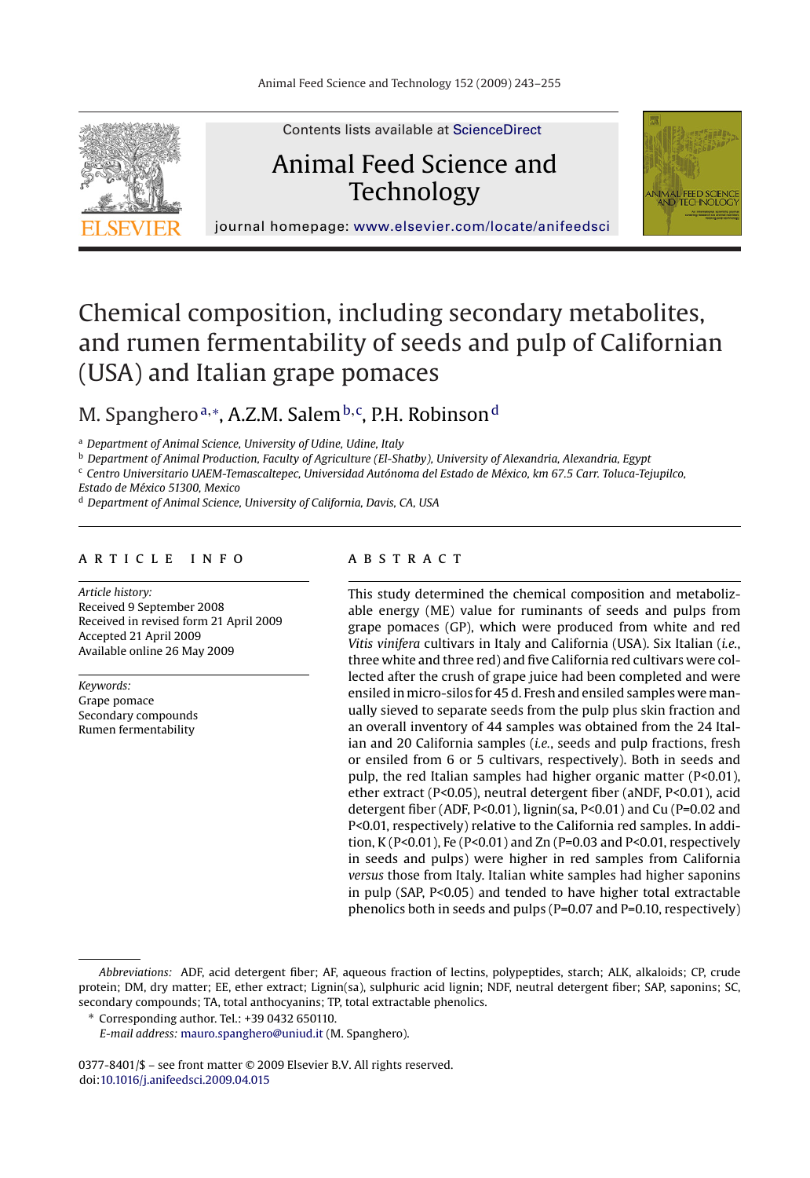# Chemical composition, including secondary metabolites, and rumen fermentability of seeds and pulp of Californian (USA) and Italian grape pomaces

M. Spanghero[a,*], A.Z.M. Salem[b,c], P.H. Robinson[d]

[a] *Department of Animal Science, University of Udine, Udine, Italy*

[b] *Department of Animal Production, Faculty of Agriculture (El-Shatby), University of Alexandria, Alexandria, Egypt*

[c] *Centro Universitario UAEM-Temascaltepec, Universidad Autónoma del Estado de México, km 67.5 Carr. Toluca-Tejupilco, Estado de México 51300, Mexico*

[d] *Department of Animal Science, University of California, Davis, CA, USA*

## ARTICLE INFO

*Article history:*
Received 9 September 2008
Received in revised form 21 April 2009
Accepted 21 April 2009
Available online 26 May 2009

*Keywords:*
Grape pomace
Secondary compounds
Rumen fermentability

## ABSTRACT

This study determined the chemical composition and metabolizable energy (ME) value for ruminants of seeds and pulps from grape pomaces (GP), which were produced from white and red *Vitis vinifera* cultivars in Italy and California (USA). Six Italian (*i.e.*, three white and three red) and five California red cultivars were collected after the crush of grape juice had been completed and were ensiled in micro-silos for 45 d. Fresh and ensiled samples were manually sieved to separate seeds from the pulp plus skin fraction and an overall inventory of 44 samples was obtained from the 24 Italian and 20 California samples (*i.e.*, seeds and pulp fractions, fresh or ensiled from 6 or 5 cultivars, respectively). Both in seeds and pulp, the red Italian samples had higher organic matter (P<0.01), ether extract (P<0.05), neutral detergent fiber (aNDF, P<0.01), acid detergent fiber (ADF, P<0.01), lignin(sa, P<0.01) and Cu (P=0.02 and P<0.01, respectively) relative to the California red samples. In addition, K (P<0.01), Fe (P<0.01) and Zn (P=0.03 and P<0.01, respectively in seeds and pulps) were higher in red samples from California *versus* those from Italy. Italian white samples had higher saponins in pulp (SAP, P<0.05) and tended to have higher total extractable phenolics both in seeds and pulps (P=0.07 and P=0.10, respectively)

---

*Abbreviations:* ADF, acid detergent fiber; AF, aqueous fraction of lectins, polypeptides, starch; ALK, alkaloids; CP, crude protein; DM, dry matter; EE, ether extract; Lignin(sa), sulphuric acid lignin; NDF, neutral detergent fiber; SAP, saponins; SC, secondary compounds; TA, total anthocyanins; TP, total extractable phenolics.

\* Corresponding author. Tel.: +39 0432 650110.
*E-mail address:* mauro.spanghero@uniud.it (M. Spanghero).

0377-8401/$ – see front matter © 2009 Elsevier B.V. All rights reserved.
doi:10.1016/j.anifeedsci.2009.04.015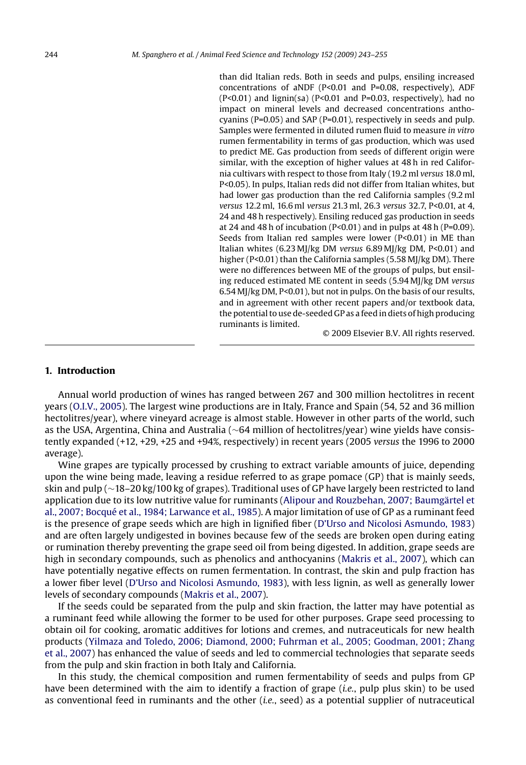than did Italian reds. Both in seeds and pulps, ensiling increased concentrations of aNDF ($P<0.01$ and $P=0.08$, respectively), ADF ($P<0.01$) and lignin(sa) ($P<0.01$ and $P=0.03$, respectively), had no impact on mineral levels and decreased concentrations anthocyanins ($P=0.05$) and SAP ($P=0.01$), respectively in seeds and pulp. Samples were fermented in diluted rumen fluid to measure *in vitro* rumen fermentability in terms of gas production, which was used to predict ME. Gas production from seeds of different origin were similar, with the exception of higher values at 48 h in red California cultivars with respect to those from Italy (19.2 ml *versus* 18.0 ml, $P<0.05$). In pulps, Italian reds did not differ from Italian whites, but had lower gas production than the red California samples (9.2 ml *versus* 12.2 ml, 16.6 ml *versus* 21.3 ml, 26.3 *versus* 32.7, $P<0.01$, at 4, 24 and 48 h respectively). Ensiling reduced gas production in seeds at 24 and 48 h of incubation ($P<0.01$) and in pulps at 48 h ($P=0.09$). Seeds from Italian red samples were lower ($P<0.01$) in ME than Italian whites (6.23 MJ/kg DM *versus* 6.89 MJ/kg DM, $P<0.01$) and higher ($P<0.01$) than the California samples (5.58 MJ/kg DM). There were no differences between ME of the groups of pulps, but ensiling reduced estimated ME content in seeds (5.94 MJ/kg DM *versus* 6.54 MJ/kg DM, $P<0.01$), but not in pulps. On the basis of our results, and in agreement with other recent papers and/or textbook data, the potential to use de-seeded GP as a feed in diets of high producing ruminants is limited.

© 2009 Elsevier B.V. All rights reserved.

## 1. Introduction

Annual world production of wines has ranged between 267 and 300 million hectolitres in recent years (O.I.V., 2005). The largest wine productions are in Italy, France and Spain (54, 52 and 36 million hectolitres/year), where vineyard acreage is almost stable. However in other parts of the world, such as the USA, Argentina, China and Australia (~64 million of hectolitres/year) wine yields have consistently expanded (+12, +29, +25 and +94%, respectively) in recent years (2005 *versus* the 1996 to 2000 average).

Wine grapes are typically processed by crushing to extract variable amounts of juice, depending upon the wine being made, leaving a residue referred to as grape pomace (GP) that is mainly seeds, skin and pulp (~18–20 kg/100 kg of grapes). Traditional uses of GP have largely been restricted to land application due to its low nutritive value for ruminants (Alipour and Rouzbehan, 2007; Baumgärtel et al., 2007; Bocqué et al., 1984; Larwance et al., 1985). A major limitation of use of GP as a ruminant feed is the presence of grape seeds which are high in lignified fiber (D'Urso and Nicolosi Asmundo, 1983) and are often largely undigested in bovines because few of the seeds are broken open during eating or rumination thereby preventing the grape seed oil from being digested. In addition, grape seeds are high in secondary compounds, such as phenolics and anthocyanins (Makris et al., 2007), which can have potentially negative effects on rumen fermentation. In contrast, the skin and pulp fraction has a lower fiber level (D'Urso and Nicolosi Asmundo, 1983), with less lignin, as well as generally lower levels of secondary compounds (Makris et al., 2007).

If the seeds could be separated from the pulp and skin fraction, the latter may have potential as a ruminant feed while allowing the former to be used for other purposes. Grape seed processing to obtain oil for cooking, aromatic additives for lotions and cremes, and nutraceuticals for new health products (Yilmaza and Toledo, 2006; Diamond, 2000; Fuhrman et al., 2005; Goodman, 2001; Zhang et al., 2007) has enhanced the value of seeds and led to commercial technologies that separate seeds from the pulp and skin fraction in both Italy and California.

In this study, the chemical composition and rumen fermentability of seeds and pulps from GP have been determined with the aim to identify a fraction of grape (*i.e.*, pulp plus skin) to be used as conventional feed in ruminants and the other (*i.e.*, seed) as a potential supplier of nutraceutical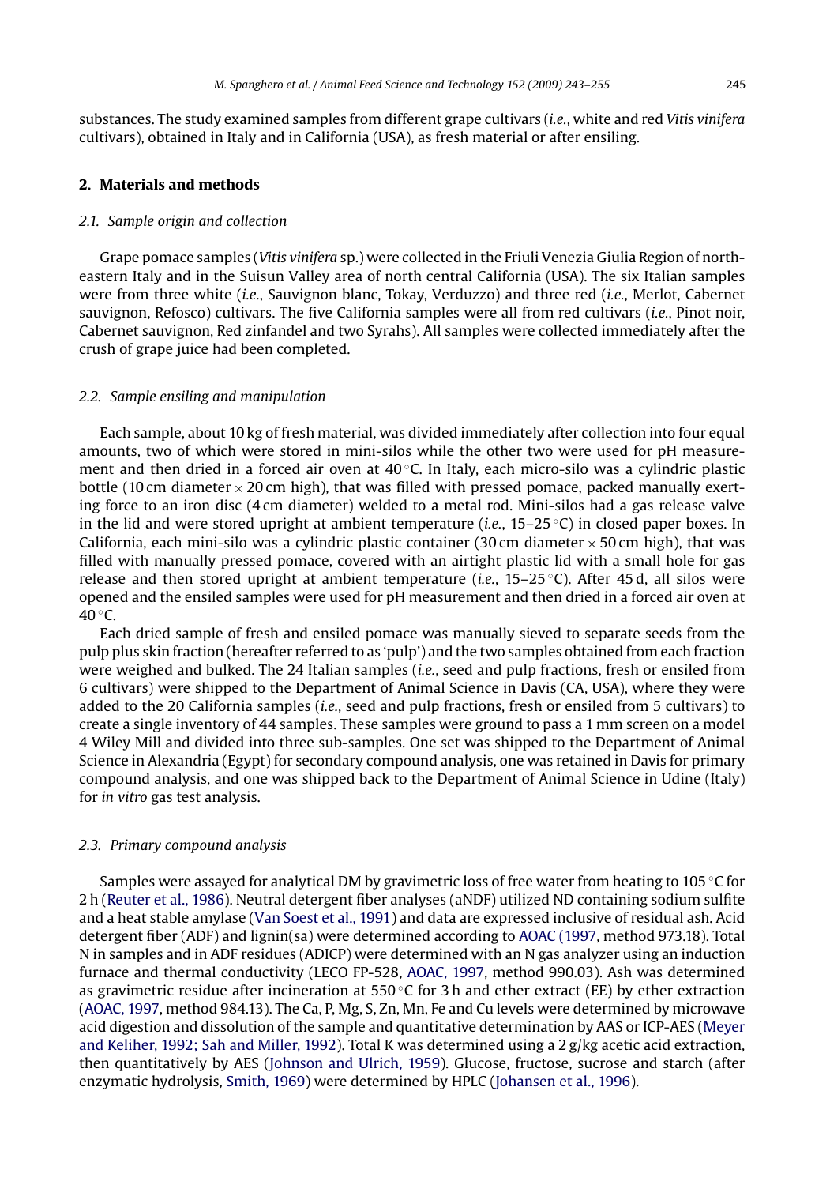substances. The study examined samples from different grape cultivars (*i.e.*, white and red *Vitis vinifera* cultivars), obtained in Italy and in California (USA), as fresh material or after ensiling.

## 2. Materials and methods

### 2.1. Sample origin and collection

Grape pomace samples (*Vitis vinifera* sp.) were collected in the Friuli Venezia Giulia Region of northeastern Italy and in the Suisun Valley area of north central California (USA). The six Italian samples were from three white (*i.e.*, Sauvignon blanc, Tokay, Verduzzo) and three red (*i.e.*, Merlot, Cabernet sauvignon, Refosco) cultivars. The five California samples were all from red cultivars (*i.e.*, Pinot noir, Cabernet sauvignon, Red zinfandel and two Syrahs). All samples were collected immediately after the crush of grape juice had been completed.

### 2.2. Sample ensiling and manipulation

Each sample, about 10 kg of fresh material, was divided immediately after collection into four equal amounts, two of which were stored in mini-silos while the other two were used for pH measurement and then dried in a forced air oven at 40 °C. In Italy, each micro-silo was a cylindric plastic bottle (10 cm diameter × 20 cm high), that was filled with pressed pomace, packed manually exerting force to an iron disc (4 cm diameter) welded to a metal rod. Mini-silos had a gas release valve in the lid and were stored upright at ambient temperature (*i.e.*, 15–25 °C) in closed paper boxes. In California, each mini-silo was a cylindric plastic container (30 cm diameter × 50 cm high), that was filled with manually pressed pomace, covered with an airtight plastic lid with a small hole for gas release and then stored upright at ambient temperature (*i.e.*, 15–25 °C). After 45 d, all silos were opened and the ensiled samples were used for pH measurement and then dried in a forced air oven at 40 °C.

Each dried sample of fresh and ensiled pomace was manually sieved to separate seeds from the pulp plus skin fraction (hereafter referred to as 'pulp') and the two samples obtained from each fraction were weighed and bulked. The 24 Italian samples (*i.e.*, seed and pulp fractions, fresh or ensiled from 6 cultivars) were shipped to the Department of Animal Science in Davis (CA, USA), where they were added to the 20 California samples (*i.e.*, seed and pulp fractions, fresh or ensiled from 5 cultivars) to create a single inventory of 44 samples. These samples were ground to pass a 1 mm screen on a model 4 Wiley Mill and divided into three sub-samples. One set was shipped to the Department of Animal Science in Alexandria (Egypt) for secondary compound analysis, one was retained in Davis for primary compound analysis, and one was shipped back to the Department of Animal Science in Udine (Italy) for *in vitro* gas test analysis.

### 2.3. Primary compound analysis

Samples were assayed for analytical DM by gravimetric loss of free water from heating to 105 °C for 2 h (Reuter et al., 1986). Neutral detergent fiber analyses (aNDF) utilized ND containing sodium sulfite and a heat stable amylase (Van Soest et al., 1991) and data are expressed inclusive of residual ash. Acid detergent fiber (ADF) and lignin(sa) were determined according to AOAC (1997, method 973.18). Total N in samples and in ADF residues (ADICP) were determined with an N gas analyzer using an induction furnace and thermal conductivity (LECO FP-528, AOAC, 1997, method 990.03). Ash was determined as gravimetric residue after incineration at 550 °C for 3 h and ether extract (EE) by ether extraction (AOAC, 1997, method 984.13). The Ca, P, Mg, S, Zn, Mn, Fe and Cu levels were determined by microwave acid digestion and dissolution of the sample and quantitative determination by AAS or ICP-AES (Meyer and Keliher, 1992; Sah and Miller, 1992). Total K was determined using a 2 g/kg acetic acid extraction, then quantitatively by AES (Johnson and Ulrich, 1959). Glucose, fructose, sucrose and starch (after enzymatic hydrolysis, Smith, 1969) were determined by HPLC (Johansen et al., 1996).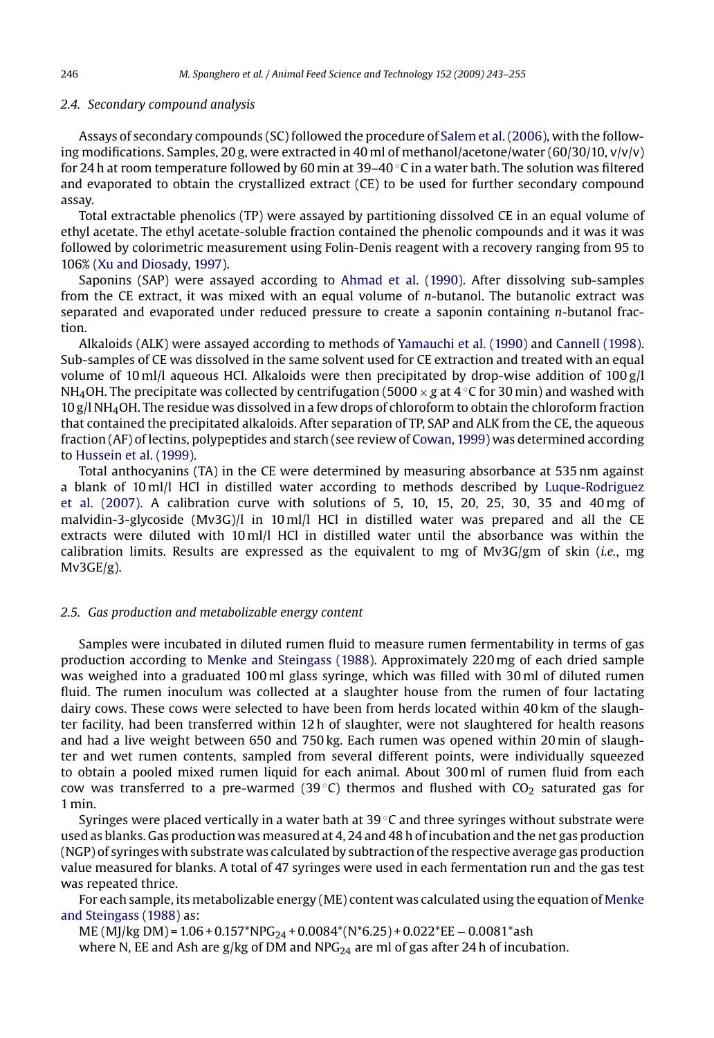### 2.4. Secondary compound analysis

Assays of secondary compounds (SC) followed the procedure of Salem et al. (2006), with the following modifications. Samples, 20 g, were extracted in 40 ml of methanol/acetone/water (60/30/10, v/v/v) for 24 h at room temperature followed by 60 min at 39–40 °C in a water bath. The solution was filtered and evaporated to obtain the crystallized extract (CE) to be used for further secondary compound assay.

Total extractable phenolics (TP) were assayed by partitioning dissolved CE in an equal volume of ethyl acetate. The ethyl acetate-soluble fraction contained the phenolic compounds and it was it was followed by colorimetric measurement using Folin-Denis reagent with a recovery ranging from 95 to 106% (Xu and Diosady, 1997).

Saponins (SAP) were assayed according to Ahmad et al. (1990). After dissolving sub-samples from the CE extract, it was mixed with an equal volume of *n*-butanol. The butanolic extract was separated and evaporated under reduced pressure to create a saponin containing *n*-butanol fraction.

Alkaloids (ALK) were assayed according to methods of Yamauchi et al. (1990) and Cannell (1998). Sub-samples of CE was dissolved in the same solvent used for CE extraction and treated with an equal volume of 10 ml/l aqueous HCl. Alkaloids were then precipitated by drop-wise addition of 100 g/l $NH_4OH$. The precipitate was collected by centrifugation (5000 × *g* at 4 °C for 30 min) and washed with 10 g/l $NH_4OH$. The residue was dissolved in a few drops of chloroform to obtain the chloroform fraction that contained the precipitated alkaloids. After separation of TP, SAP and ALK from the CE, the aqueous fraction (AF) of lectins, polypeptides and starch (see review of Cowan, 1999) was determined according to Hussein et al. (1999).

Total anthocyanins (TA) in the CE were determined by measuring absorbance at 535 nm against a blank of 10 ml/l HCl in distilled water according to methods described by Luque-Rodriguez et al. (2007). A calibration curve with solutions of 5, 10, 15, 20, 25, 30, 35 and 40 mg of malvidin-3-glycoside (Mv3G)/l in 10 ml/l HCl in distilled water was prepared and all the CE extracts were diluted with 10 ml/l HCl in distilled water until the absorbance was within the calibration limits. Results are expressed as the equivalent to mg of Mv3G/gm of skin (*i.e.*, mg Mv3GE/g).

### 2.5. Gas production and metabolizable energy content

Samples were incubated in diluted rumen fluid to measure rumen fermentability in terms of gas production according to Menke and Steingass (1988). Approximately 220 mg of each dried sample was weighed into a graduated 100 ml glass syringe, which was filled with 30 ml of diluted rumen fluid. The rumen inoculum was collected at a slaughter house from the rumen of four lactating dairy cows. These cows were selected to have been from herds located within 40 km of the slaughter facility, had been transferred within 12 h of slaughter, were not slaughtered for health reasons and had a live weight between 650 and 750 kg. Each rumen was opened within 20 min of slaughter and wet rumen contents, sampled from several different points, were individually squeezed to obtain a pooled mixed rumen liquid for each animal. About 300 ml of rumen fluid from each cow was transferred to a pre-warmed (39 °C) thermos and flushed with $CO_2$ saturated gas for 1 min.

Syringes were placed vertically in a water bath at 39 °C and three syringes without substrate were used as blanks. Gas production was measured at 4, 24 and 48 h of incubation and the net gas production (NGP) of syringes with substrate was calculated by subtraction of the respective average gas production value measured for blanks. A total of 47 syringes were used in each fermentation run and the gas test was repeated thrice.

For each sample, its metabolizable energy (ME) content was calculated using the equation of Menke and Steingass (1988) as:

$$\text{ME (MJ/kg DM)} = 1.06 + 0.157 * NPG_{24} + 0.0084 * (N * 6.25) + 0.022 * EE - 0.0081 * ash$$

where N, EE and Ash are g/kg of DM and $NPG_{24}$ are ml of gas after 24 h of incubation.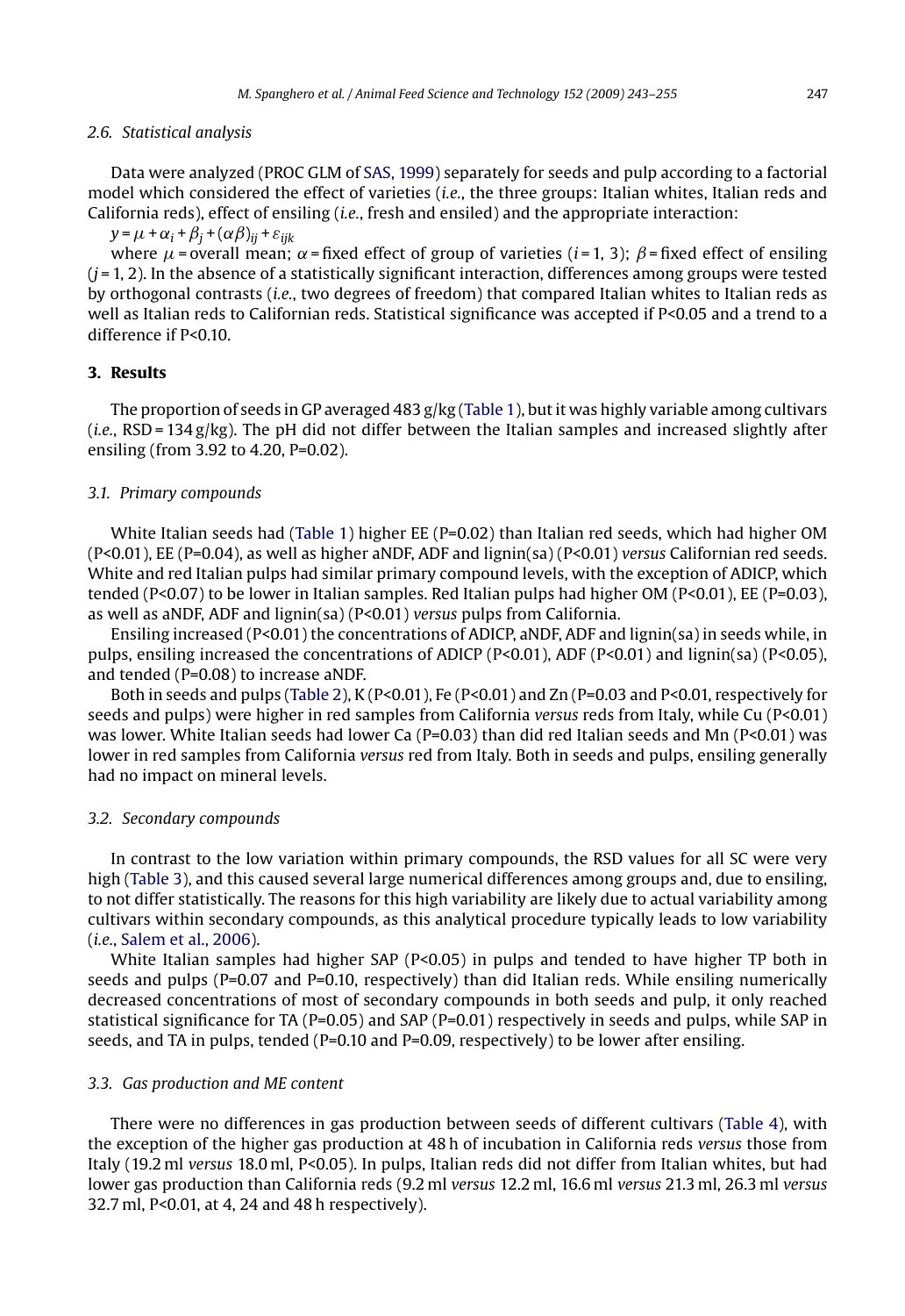### 2.6. Statistical analysis

Data were analyzed (PROC GLM of SAS, 1999) separately for seeds and pulp according to a factorial model which considered the effect of varieties (*i.e.*, the three groups: Italian whites, Italian reds and California reds), effect of ensiling (*i.e.*, fresh and ensiled) and the appropriate interaction:

$y = \mu + \alpha_i + \beta_j + (\alpha\beta)_{ij} + \varepsilon_{ijk}$

where $\mu$ = overall mean; $\alpha$ = fixed effect of group of varieties ($i$ = 1, 3); $\beta$ = fixed effect of ensiling ($j$ = 1, 2). In the absence of a statistically significant interaction, differences among groups were tested by orthogonal contrasts (*i.e.*, two degrees of freedom) that compared Italian whites to Italian reds as well as Italian reds to Californian reds. Statistical significance was accepted if P<0.05 and a trend to a difference if P<0.10.

## 3. Results

The proportion of seeds in GP averaged 483 g/kg (Table 1), but it was highly variable among cultivars (*i.e.*, RSD = 134 g/kg). The pH did not differ between the Italian samples and increased slightly after ensiling (from 3.92 to 4.20, P=0.02).

### 3.1. Primary compounds

White Italian seeds had (Table 1) higher EE (P=0.02) than Italian red seeds, which had higher OM (P<0.01), EE (P=0.04), as well as higher aNDF, ADF and lignin(sa) (P<0.01) *versus* Californian red seeds. White and red Italian pulps had similar primary compound levels, with the exception of ADICP, which tended (P<0.07) to be lower in Italian samples. Red Italian pulps had higher OM (P<0.01), EE (P=0.03), as well as aNDF, ADF and lignin(sa) (P<0.01) *versus* pulps from California.

Ensiling increased (P<0.01) the concentrations of ADICP, aNDF, ADF and lignin(sa) in seeds while, in pulps, ensiling increased the concentrations of ADICP (P<0.01), ADF (P<0.01) and lignin(sa) (P<0.05), and tended (P=0.08) to increase aNDF.

Both in seeds and pulps (Table 2), K (P<0.01), Fe (P<0.01) and Zn (P=0.03 and P<0.01, respectively for seeds and pulps) were higher in red samples from California *versus* reds from Italy, while Cu (P<0.01) was lower. White Italian seeds had lower Ca (P=0.03) than did red Italian seeds and Mn (P<0.01) was lower in red samples from California *versus* red from Italy. Both in seeds and pulps, ensiling generally had no impact on mineral levels.

### 3.2. Secondary compounds

In contrast to the low variation within primary compounds, the RSD values for all SC were very high (Table 3), and this caused several large numerical differences among groups and, due to ensiling, to not differ statistically. The reasons for this high variability are likely due to actual variability among cultivars within secondary compounds, as this analytical procedure typically leads to low variability (*i.e.*, Salem et al., 2006).

White Italian samples had higher SAP (P<0.05) in pulps and tended to have higher TP both in seeds and pulps (P=0.07 and P=0.10, respectively) than did Italian reds. While ensiling numerically decreased concentrations of most of secondary compounds in both seeds and pulp, it only reached statistical significance for TA (P=0.05) and SAP (P=0.01) respectively in seeds and pulps, while SAP in seeds, and TA in pulps, tended (P=0.10 and P=0.09, respectively) to be lower after ensiling.

### 3.3. Gas production and ME content

There were no differences in gas production between seeds of different cultivars (Table 4), with the exception of the higher gas production at 48 h of incubation in California reds *versus* those from Italy (19.2 ml *versus* 18.0 ml, P<0.05). In pulps, Italian reds did not differ from Italian whites, but had lower gas production than California reds (9.2 ml *versus* 12.2 ml, 16.6 ml *versus* 21.3 ml, 26.3 ml *versus* 32.7 ml, P<0.01, at 4, 24 and 48 h respectively).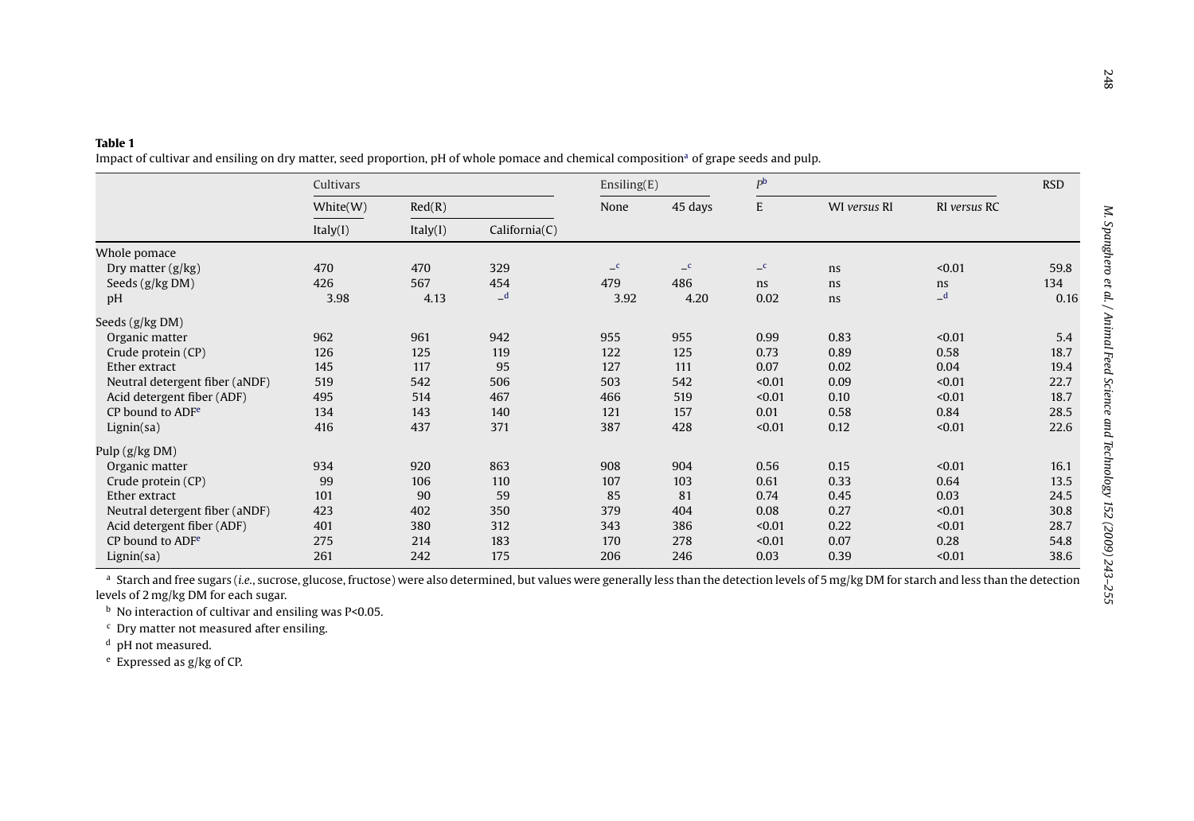**Table 1**
Impact of cultivar and ensiling on dry matter, seed proportion, pH of whole pomace and chemical composition[a] of grape seeds and pulp.

| | Cultivars | | | Ensiling(E) | | $P$[b] | | | RSD |
|---|---|---|---|---|---|---|---|---|---|
| | White(W) | Red(R) | | None | 45 days | E | WI *versus* RI | RI *versus* RC | |
| | Italy(I) | Italy(I) | California(C) | | | | | | |
| Whole pomace | | | | | | | | | |
| Dry matter (g/kg) | 470 | 470 | 329 | –[c] | –[c] | –[c] | ns | <0.01 | 59.8 |
| Seeds (g/kg DM) | 426 | 567 | 454 | 479 | 486 | ns | ns | ns | 134 |
| pH | 3.98 | 4.13 | –[d] | 3.92 | 4.20 | 0.02 | ns | –[d] | 0.16 |
| Seeds (g/kg DM) | | | | | | | | | |
| Organic matter | 962 | 961 | 942 | 955 | 955 | 0.99 | 0.83 | <0.01 | 5.4 |
| Crude protein (CP) | 126 | 125 | 119 | 122 | 125 | 0.73 | 0.89 | 0.58 | 18.7 |
| Ether extract | 145 | 117 | 95 | 127 | 111 | 0.07 | 0.02 | 0.04 | 19.4 |
| Neutral detergent fiber (aNDF) | 519 | 542 | 506 | 503 | 542 | <0.01 | 0.09 | <0.01 | 22.7 |
| Acid detergent fiber (ADF) | 495 | 514 | 467 | 466 | 519 | <0.01 | 0.10 | <0.01 | 18.7 |
| CP bound to ADF[e] | 134 | 143 | 140 | 121 | 157 | 0.01 | 0.58 | 0.84 | 28.5 |
| Lignin(sa) | 416 | 437 | 371 | 387 | 428 | <0.01 | 0.12 | <0.01 | 22.6 |
| Pulp (g/kg DM) | | | | | | | | | |
| Organic matter | 934 | 920 | 863 | 908 | 904 | 0.56 | 0.15 | <0.01 | 16.1 |
| Crude protein (CP) | 99 | 106 | 110 | 107 | 103 | 0.61 | 0.33 | 0.64 | 13.5 |
| Ether extract | 101 | 90 | 59 | 85 | 81 | 0.74 | 0.45 | 0.03 | 24.5 |
| Neutral detergent fiber (aNDF) | 423 | 402 | 350 | 379 | 404 | 0.08 | 0.27 | <0.01 | 30.8 |
| Acid detergent fiber (ADF) | 401 | 380 | 312 | 343 | 386 | <0.01 | 0.22 | <0.01 | 28.7 |
| CP bound to ADF[e] | 275 | 214 | 183 | 170 | 278 | <0.01 | 0.07 | 0.28 | 54.8 |
| Lignin(sa) | 261 | 242 | 175 | 206 | 246 | 0.03 | 0.39 | <0.01 | 38.6 |

[a] Starch and free sugars (*i.e.*, sucrose, glucose, fructose) were also determined, but values were generally less than the detection levels of 5 mg/kg DM for starch and less than the detection levels of 2 mg/kg DM for each sugar.

[b] No interaction of cultivar and ensiling was P<0.05.

[c] Dry matter not measured after ensiling.

[d] pH not measured.

[e] Expressed as g/kg of CP.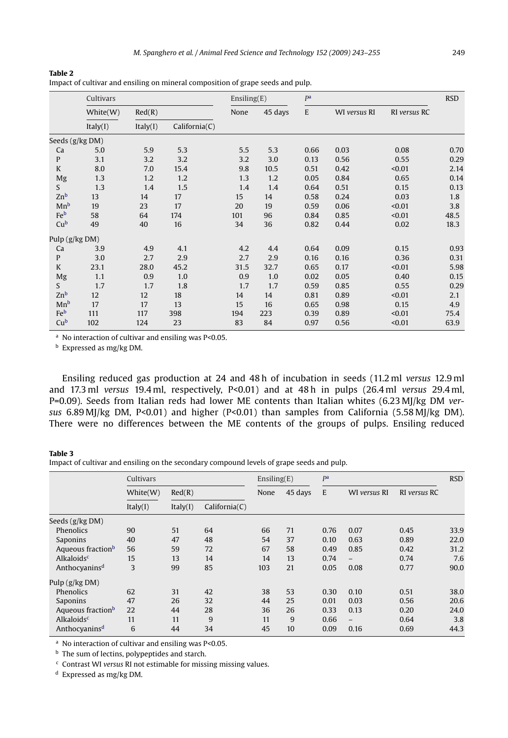**Table 2**
Impact of cultivar and ensiling on mineral composition of grape seeds and pulp.

| | Cultivars | | | Ensiling(E) | | $P$[a] | | | RSD |
|---|---|---|---|---|---|---|---|---|---|
| | White(W) | Red(R) | | None | 45 days | E | WI *versus* RI | RI *versus* RC | |
| | Italy(I) | Italy(I) | California(C) | | | | | | |
| Seeds (g/kg DM) | | | | | | | | | |
| Ca | 5.0 | 5.9 | 5.3 | 5.5 | 5.3 | 0.66 | 0.03 | 0.08 | 0.70 |
| P | 3.1 | 3.2 | 3.2 | 3.2 | 3.0 | 0.13 | 0.56 | 0.55 | 0.29 |
| K | 8.0 | 7.0 | 15.4 | 9.8 | 10.5 | 0.51 | 0.42 | <0.01 | 2.14 |
| Mg | 1.3 | 1.2 | 1.2 | 1.3 | 1.2 | 0.05 | 0.84 | 0.65 | 0.14 |
| S | 1.3 | 1.4 | 1.5 | 1.4 | 1.4 | 0.64 | 0.51 | 0.15 | 0.13 |
| Zn[b] | 13 | 14 | 17 | 15 | 14 | 0.58 | 0.24 | 0.03 | 1.8 |
| Mn[b] | 19 | 23 | 17 | 20 | 19 | 0.59 | 0.06 | <0.01 | 3.8 |
| Fe[b] | 58 | 64 | 174 | 101 | 96 | 0.84 | 0.85 | <0.01 | 48.5 |
| Cu[b] | 49 | 40 | 16 | 34 | 36 | 0.82 | 0.44 | 0.02 | 18.3 |
| Pulp (g/kg DM) | | | | | | | | | |
| Ca | 3.9 | 4.9 | 4.1 | 4.2 | 4.4 | 0.64 | 0.09 | 0.15 | 0.93 |
| P | 3.0 | 2.7 | 2.9 | 2.7 | 2.9 | 0.16 | 0.16 | 0.36 | 0.31 |
| K | 23.1 | 28.0 | 45.2 | 31.5 | 32.7 | 0.65 | 0.17 | <0.01 | 5.98 |
| Mg | 1.1 | 0.9 | 1.0 | 0.9 | 1.0 | 0.02 | 0.05 | 0.40 | 0.15 |
| S | 1.7 | 1.7 | 1.8 | 1.7 | 1.7 | 0.59 | 0.85 | 0.55 | 0.29 |
| Zn[b] | 12 | 12 | 18 | 14 | 14 | 0.81 | 0.89 | <0.01 | 2.1 |
| Mn[b] | 17 | 17 | 13 | 15 | 16 | 0.65 | 0.98 | 0.15 | 4.9 |
| Fe[b] | 111 | 117 | 398 | 194 | 223 | 0.39 | 0.89 | <0.01 | 75.4 |
| Cu[b] | 102 | 124 | 23 | 83 | 84 | 0.97 | 0.56 | <0.01 | 63.9 |

[a] No interaction of cultivar and ensiling was P<0.05.

[b] Expressed as mg/kg DM.

Ensiling reduced gas production at 24 and 48 h of incubation in seeds (11.2 ml *versus* 12.9 ml and 17.3 ml *versus* 19.4 ml, respectively, P<0.01) and at 48 h in pulps (26.4 ml *versus* 29.4 ml, P=0.09). Seeds from Italian reds had lower ME contents than Italian whites (6.23 MJ/kg DM *versus* 6.89 MJ/kg DM, P<0.01) and higher (P<0.01) than samples from California (5.58 MJ/kg DM). There were no differences between the ME contents of the groups of pulps. Ensiling reduced

**Table 3**
Impact of cultivar and ensiling on the secondary compound levels of grape seeds and pulp.

| | Cultivars | | | Ensiling(E) | | $P$[a] | | | RSD |
|---|---|---|---|---|---|---|---|---|---|
| | White(W) | Red(R) | | None | 45 days | E | WI *versus* RI | RI *versus* RC | |
| | Italy(I) | Italy(I) | California(C) | | | | | | |
| Seeds (g/kg DM) | | | | | | | | | |
| Phenolics | 90 | 51 | 64 | 66 | 71 | 0.76 | 0.07 | 0.45 | 33.9 |
| Saponins | 40 | 47 | 48 | 54 | 37 | 0.10 | 0.63 | 0.89 | 22.0 |
| Aqueous fraction[b] | 56 | 59 | 72 | 67 | 58 | 0.49 | 0.85 | 0.42 | 31.2 |
| Alkaloids[c] | 15 | 13 | 14 | 14 | 13 | 0.74 | – | 0.74 | 7.6 |
| Anthocyanins[d] | 3 | 99 | 85 | 103 | 21 | 0.05 | 0.08 | 0.77 | 90.0 |
| Pulp (g/kg DM) | | | | | | | | | |
| Phenolics | 62 | 31 | 42 | 38 | 53 | 0.30 | 0.10 | 0.51 | 38.0 |
| Saponins | 47 | 26 | 32 | 44 | 25 | 0.01 | 0.03 | 0.56 | 20.6 |
| Aqueous fraction[b] | 22 | 44 | 28 | 36 | 26 | 0.33 | 0.13 | 0.20 | 24.0 |
| Alkaloids[c] | 11 | 11 | 9 | 11 | 9 | 0.66 | – | 0.64 | 3.8 |
| Anthocyanins[d] | 6 | 44 | 34 | 45 | 10 | 0.09 | 0.16 | 0.69 | 44.3 |

[a] No interaction of cultivar and ensiling was P<0.05.

[b] The sum of lectins, polypeptides and starch.

[c] Contrast WI *versus* RI not estimable for missing missing values.

[d] Expressed as mg/kg DM.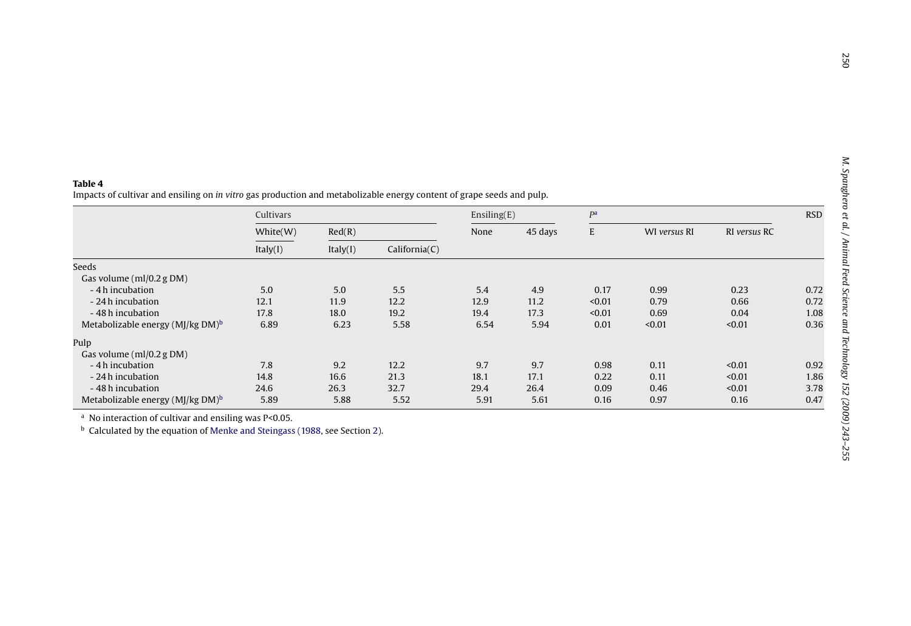**Table 4**
Impacts of cultivar and ensiling on *in vitro* gas production and metabolizable energy content of grape seeds and pulp.

| | Cultivars | | | Ensiling(E) | | $P$[a] | | | RSD |
|---|---|---|---|---|---|---|---|---|---|
| | White(W) | Red(R) | | None | 45 days | E | WI *versus* RI | RI *versus* RC | |
| | Italy(I) | Italy(I) | California(C) | | | | | | |
| Seeds | | | | | | | | | |
| Gas volume (ml/0.2 g DM) | | | | | | | | | |
| - 4 h incubation | 5.0 | 5.0 | 5.5 | 5.4 | 4.9 | 0.17 | 0.99 | 0.23 | 0.72 |
| - 24 h incubation | 12.1 | 11.9 | 12.2 | 12.9 | 11.2 | <0.01 | 0.79 | 0.66 | 0.72 |
| - 48 h incubation | 17.8 | 18.0 | 19.2 | 19.4 | 17.3 | <0.01 | 0.69 | 0.04 | 1.08 |
| Metabolizable energy (MJ/kg DM)[b] | 6.89 | 6.23 | 5.58 | 6.54 | 5.94 | 0.01 | <0.01 | <0.01 | 0.36 |
| Pulp | | | | | | | | | |
| Gas volume (ml/0.2 g DM) | | | | | | | | | |
| - 4 h incubation | 7.8 | 9.2 | 12.2 | 9.7 | 9.7 | 0.98 | 0.11 | <0.01 | 0.92 |
| - 24 h incubation | 14.8 | 16.6 | 21.3 | 18.1 | 17.1 | 0.22 | 0.11 | <0.01 | 1.86 |
| - 48 h incubation | 24.6 | 26.3 | 32.7 | 29.4 | 26.4 | 0.09 | 0.46 | <0.01 | 3.78 |
| Metabolizable energy (MJ/kg DM)[b] | 5.89 | 5.88 | 5.52 | 5.91 | 5.61 | 0.16 | 0.97 | 0.16 | 0.47 |

[a] No interaction of cultivar and ensiling was $P<0.05$.

[b] Calculated by the equation of Menke and Steingass (1988, see Section 2).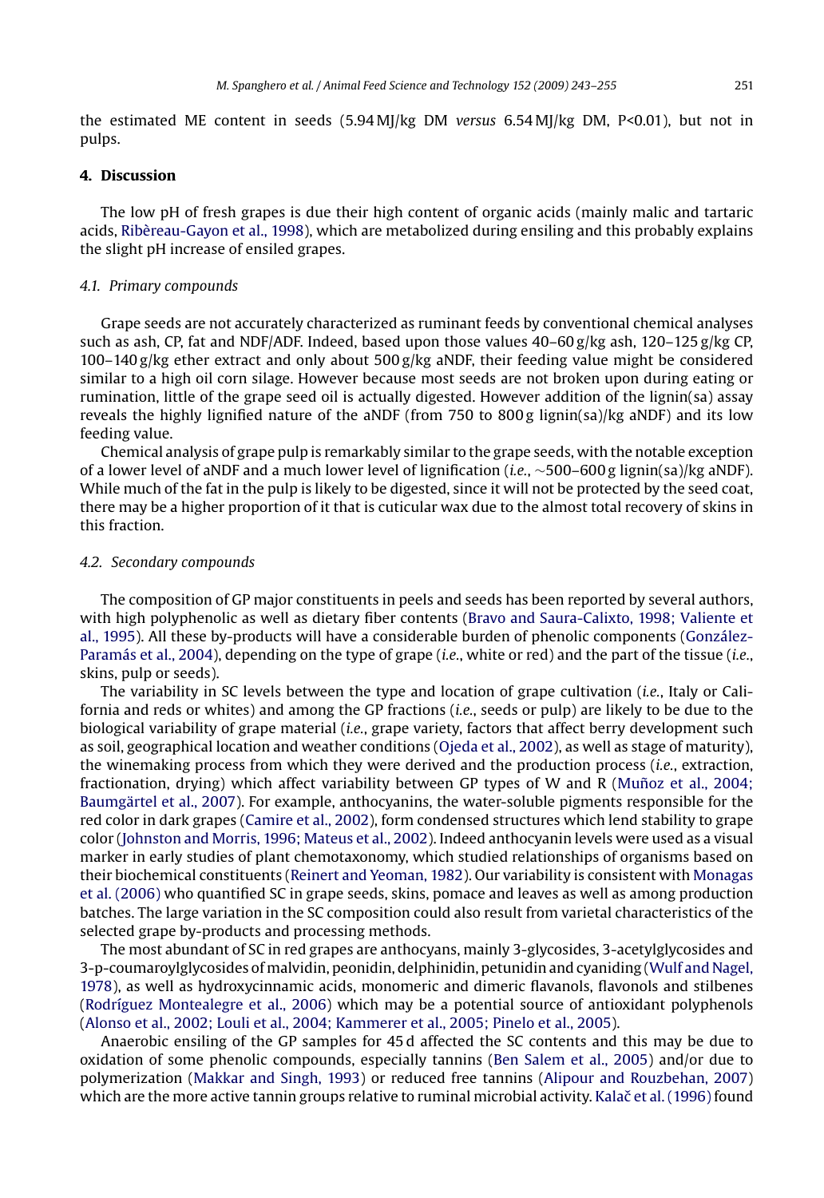the estimated ME content in seeds (5.94 MJ/kg DM *versus* 6.54 MJ/kg DM, P<0.01), but not in pulps.

## 4. Discussion

The low pH of fresh grapes is due their high content of organic acids (mainly malic and tartaric acids, Ribèreau-Gayon et al., 1998), which are metabolized during ensiling and this probably explains the slight pH increase of ensiled grapes.

### 4.1. Primary compounds

Grape seeds are not accurately characterized as ruminant feeds by conventional chemical analyses such as ash, CP, fat and NDF/ADF. Indeed, based upon those values 40–60 g/kg ash, 120–125 g/kg CP, 100–140 g/kg ether extract and only about 500 g/kg aNDF, their feeding value might be considered similar to a high oil corn silage. However because most seeds are not broken upon during eating or rumination, little of the grape seed oil is actually digested. However addition of the lignin(sa) assay reveals the highly lignified nature of the aNDF (from 750 to 800 g lignin(sa)/kg aNDF) and its low feeding value.

Chemical analysis of grape pulp is remarkably similar to the grape seeds, with the notable exception of a lower level of aNDF and a much lower level of lignification (*i.e.*, ∼500–600 g lignin(sa)/kg aNDF). While much of the fat in the pulp is likely to be digested, since it will not be protected by the seed coat, there may be a higher proportion of it that is cuticular wax due to the almost total recovery of skins in this fraction.

### 4.2. Secondary compounds

The composition of GP major constituents in peels and seeds has been reported by several authors, with high polyphenolic as well as dietary fiber contents (Bravo and Saura-Calixto, 1998; Valiente et al., 1995). All these by-products will have a considerable burden of phenolic components (González-Paramás et al., 2004), depending on the type of grape (*i.e.*, white or red) and the part of the tissue (*i.e.*, skins, pulp or seeds).

The variability in SC levels between the type and location of grape cultivation (*i.e.*, Italy or California and reds or whites) and among the GP fractions (*i.e.*, seeds or pulp) are likely to be due to the biological variability of grape material (*i.e.*, grape variety, factors that affect berry development such as soil, geographical location and weather conditions (Ojeda et al., 2002), as well as stage of maturity), the winemaking process from which they were derived and the production process (*i.e.*, extraction, fractionation, drying) which affect variability between GP types of W and R (Muñoz et al., 2004; Baumgärtel et al., 2007). For example, anthocyanins, the water-soluble pigments responsible for the red color in dark grapes (Camire et al., 2002), form condensed structures which lend stability to grape color (Johnston and Morris, 1996; Mateus et al., 2002). Indeed anthocyanin levels were used as a visual marker in early studies of plant chemotaxonomy, which studied relationships of organisms based on their biochemical constituents (Reinert and Yeoman, 1982). Our variability is consistent with Monagas et al. (2006) who quantified SC in grape seeds, skins, pomace and leaves as well as among production batches. The large variation in the SC composition could also result from varietal characteristics of the selected grape by-products and processing methods.

The most abundant of SC in red grapes are anthocyans, mainly 3-glycosides, 3-acetylglycosides and 3-p-coumaroylglycosides of malvidin, peonidin, delphinidin, petunidin and cyaniding (Wulf and Nagel, 1978), as well as hydroxycinnamic acids, monomeric and dimeric flavanols, flavonols and stilbenes (Rodríguez Montealegre et al., 2006) which may be a potential source of antioxidant polyphenols (Alonso et al., 2002; Louli et al., 2004; Kammerer et al., 2005; Pinelo et al., 2005).

Anaerobic ensiling of the GP samples for 45 d affected the SC contents and this may be due to oxidation of some phenolic compounds, especially tannins (Ben Salem et al., 2005) and/or due to polymerization (Makkar and Singh, 1993) or reduced free tannins (Alipour and Rouzbehan, 2007) which are the more active tannin groups relative to ruminal microbial activity. Kalač et al. (1996) found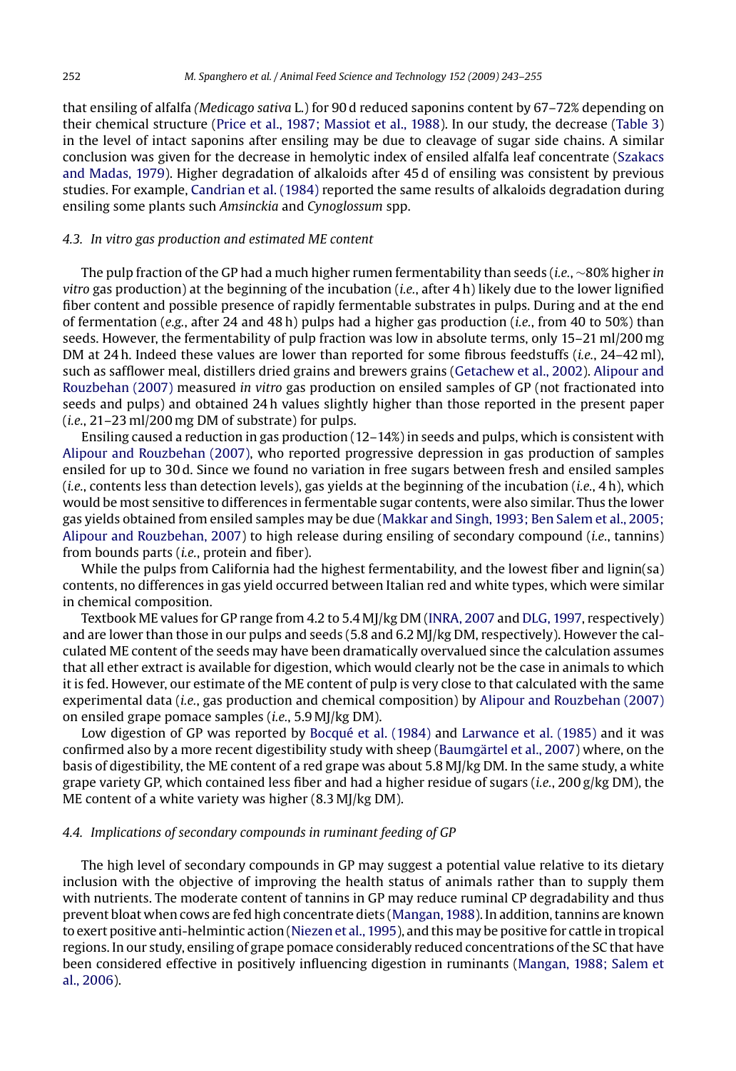that ensiling of alfalfa *(Medicago sativa* L.) for 90 d reduced saponins content by 67–72% depending on their chemical structure (Price et al., 1987; Massiot et al., 1988). In our study, the decrease (Table 3) in the level of intact saponins after ensiling may be due to cleavage of sugar side chains. A similar conclusion was given for the decrease in hemolytic index of ensiled alfalfa leaf concentrate (Szakacs and Madas, 1979). Higher degradation of alkaloids after 45 d of ensiling was consistent by previous studies. For example, Candrian et al. (1984) reported the same results of alkaloids degradation during ensiling some plants such *Amsinckia* and *Cynoglossum* spp.

### *4.3. In vitro gas production and estimated ME content*

The pulp fraction of the GP had a much higher rumen fermentability than seeds (*i.e.*, ∼80% higher *in vitro* gas production) at the beginning of the incubation (*i.e.*, after 4 h) likely due to the lower lignified fiber content and possible presence of rapidly fermentable substrates in pulps. During and at the end of fermentation (*e.g.*, after 24 and 48 h) pulps had a higher gas production (*i.e.*, from 40 to 50%) than seeds. However, the fermentability of pulp fraction was low in absolute terms, only 15–21 ml/200 mg DM at 24 h. Indeed these values are lower than reported for some fibrous feedstuffs (*i.e.*, 24–42 ml), such as safflower meal, distillers dried grains and brewers grains (Getachew et al., 2002). Alipour and Rouzbehan (2007) measured *in vitro* gas production on ensiled samples of GP (not fractionated into seeds and pulps) and obtained 24 h values slightly higher than those reported in the present paper (*i.e.*, 21–23 ml/200 mg DM of substrate) for pulps.

Ensiling caused a reduction in gas production (12–14%) in seeds and pulps, which is consistent with Alipour and Rouzbehan (2007), who reported progressive depression in gas production of samples ensiled for up to 30 d. Since we found no variation in free sugars between fresh and ensiled samples (*i.e.*, contents less than detection levels), gas yields at the beginning of the incubation (*i.e.*, 4 h), which would be most sensitive to differences in fermentable sugar contents, were also similar. Thus the lower gas yields obtained from ensiled samples may be due (Makkar and Singh, 1993; Ben Salem et al., 2005; Alipour and Rouzbehan, 2007) to high release during ensiling of secondary compound (*i.e.*, tannins) from bounds parts (*i.e.*, protein and fiber).

While the pulps from California had the highest fermentability, and the lowest fiber and lignin(sa) contents, no differences in gas yield occurred between Italian red and white types, which were similar in chemical composition.

Textbook ME values for GP range from 4.2 to 5.4 MJ/kg DM (INRA, 2007 and DLG, 1997, respectively) and are lower than those in our pulps and seeds (5.8 and 6.2 MJ/kg DM, respectively). However the calculated ME content of the seeds may have been dramatically overvalued since the calculation assumes that all ether extract is available for digestion, which would clearly not be the case in animals to which it is fed. However, our estimate of the ME content of pulp is very close to that calculated with the same experimental data (*i.e.*, gas production and chemical composition) by Alipour and Rouzbehan (2007) on ensiled grape pomace samples (*i.e.*, 5.9 MJ/kg DM).

Low digestion of GP was reported by Bocqué et al. (1984) and Larwance et al. (1985) and it was confirmed also by a more recent digestibility study with sheep (Baumgärtel et al., 2007) where, on the basis of digestibility, the ME content of a red grape was about 5.8 MJ/kg DM. In the same study, a white grape variety GP, which contained less fiber and had a higher residue of sugars (*i.e.*, 200 g/kg DM), the ME content of a white variety was higher (8.3 MJ/kg DM).

### *4.4. Implications of secondary compounds in ruminant feeding of GP*

The high level of secondary compounds in GP may suggest a potential value relative to its dietary inclusion with the objective of improving the health status of animals rather than to supply them with nutrients. The moderate content of tannins in GP may reduce ruminal CP degradability and thus prevent bloat when cows are fed high concentrate diets (Mangan, 1988). In addition, tannins are known to exert positive anti-helmintic action (Niezen et al., 1995), and this may be positive for cattle in tropical regions. In our study, ensiling of grape pomace considerably reduced concentrations of the SC that have been considered effective in positively influencing digestion in ruminants (Mangan, 1988; Salem et al., 2006).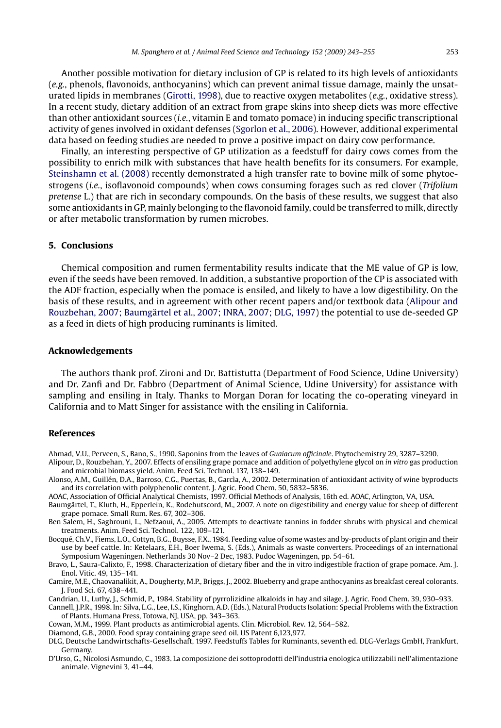Another possible motivation for dietary inclusion of GP is related to its high levels of antioxidants (*e.g.*, phenols, flavonoids, anthocyanins) which can prevent animal tissue damage, mainly the unsaturated lipids in membranes (Girotti, 1998), due to reactive oxygen metabolites (*e.g.*, oxidative stress). In a recent study, dietary addition of an extract from grape skins into sheep diets was more effective than other antioxidant sources (*i.e.*, vitamin E and tomato pomace) in inducing specific transcriptional activity of genes involved in oxidant defenses (Sgorlon et al., 2006). However, additional experimental data based on feeding studies are needed to prove a positive impact on dairy cow performance.

Finally, an interesting perspective of GP utilization as a feedstuff for dairy cows comes from the possibility to enrich milk with substances that have health benefits for its consumers. For example, Steinshamn et al. (2008) recently demonstrated a high transfer rate to bovine milk of some phytoestrogens (*i.e.*, isoflavonoid compounds) when cows consuming forages such as red clover (*Trifolium pretense* L.) that are rich in secondary compounds. On the basis of these results, we suggest that also some antioxidants in GP, mainly belonging to the flavonoid family, could be transferred to milk, directly or after metabolic transformation by rumen microbes.

## 5. Conclusions

Chemical composition and rumen fermentability results indicate that the ME value of GP is low, even if the seeds have been removed. In addition, a substantive proportion of the CP is associated with the ADF fraction, especially when the pomace is ensiled, and likely to have a low digestibility. On the basis of these results, and in agreement with other recent papers and/or textbook data (Alipour and Rouzbehan, 2007; Baumgärtel et al., 2007; INRA, 2007; DLG, 1997) the potential to use de-seeded GP as a feed in diets of high producing ruminants is limited.

## Acknowledgements

The authors thank prof. Zironi and Dr. Battistutta (Department of Food Science, Udine University) and Dr. Zanfi and Dr. Fabbro (Department of Animal Science, Udine University) for assistance with sampling and ensiling in Italy. Thanks to Morgan Doran for locating the co-operating vineyard in California and to Matt Singer for assistance with the ensiling in California.

## References

Ahmad, V.U., Perveen, S., Bano, S., 1990. Saponins from the leaves of *Guaiacum officinale*. Phytochemistry 29, 3287–3290.

Alipour, D., Rouzbehan, Y., 2007. Effects of ensiling grape pomace and addition of polyethylene glycol on *in vitro* gas production and microbial biomass yield. Anim. Feed Sci. Technol. 137, 138–149.

Alonso, A.M., Guillén, D.A., Barroso, C.G., Puertas, B., Garcìa, A., 2002. Determination of antioxidant activity of wine byproducts and its correlation with polyphenolic content. J. Agric. Food Chem. 50, 5832–5836.

AOAC, Association of Official Analytical Chemists, 1997. Official Methods of Analysis, 16th ed. AOAC, Arlington, VA, USA.

Baumgärtel, T., Kluth, H., Epperlein, K., Rodehutscord, M., 2007. A note on digestibility and energy value for sheep of different grape pomace. Small Rum. Res. 67, 302–306.

Ben Salem, H., Saghrouni, L., Nefzaoui, A., 2005. Attempts to deactivate tannins in fodder shrubs with physical and chemical treatments. Anim. Feed Sci. Technol. 122, 109–121.

Bocqué, Ch.V., Fiems, L.O., Cottyn, B.G., Buysse, F.X., 1984. Feeding value of some wastes and by-products of plant origin and their use by beef cattle. In: Ketelaars, E.H., Boer Iwema, S. (Eds.), Animals as waste converters. Proceedings of an international Symposium Wageningen. Netherlands 30 Nov–2 Dec, 1983. Pudoc Wageningen, pp. 54–61.

Bravo, L., Saura-Calixto, F., 1998. Characterization of dietary fiber and the in vitro indigestible fraction of grape pomace. Am. J. Enol. Vitic. 49, 135–141.

Camire, M.E., Chaovanalikit, A., Dougherty, M.P., Briggs, J., 2002. Blueberry and grape anthocyanins as breakfast cereal colorants. J. Food Sci. 67, 438–441.

Candrian, U., Luthy, J., Schmid, P., 1984. Stability of pyrrolizidine alkaloids in hay and silage. J. Agric. Food Chem. 39, 930–933.

Cannell, J.P.R., 1998. In: Silva, L.G., Lee, I.S., Kinghorn, A.D. (Eds.), Natural Products Isolation: Special Problems with the Extraction of Plants. Humana Press, Totowa, NJ, USA, pp. 343–363.

Cowan, M.M., 1999. Plant products as antimicrobial agents. Clin. Microbiol. Rev. 12, 564–582.

Diamond, G.B., 2000. Food spray containing grape seed oil. US Patent 6,123,977.

DLG, Deutsche Landwirtschafts-Gesellschaft, 1997. Feedstuffs Tables for Ruminants, seventh ed. DLG-Verlags GmbH, Frankfurt, Germany.

D'Urso, G., Nicolosi Asmundo, C., 1983. La composizione dei sottoprodotti dell'industria enologica utilizzabili nell'alimentazione animale. Vignevini 3, 41–44.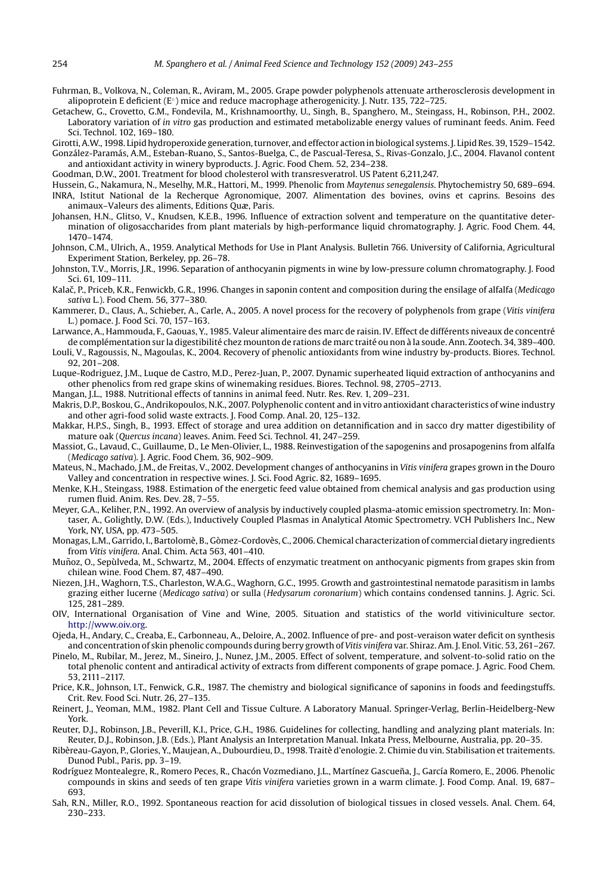Fuhrman, B., Volkova, N., Coleman, R., Aviram, M., 2005. Grape powder polyphenols attenuate artherosclerosis development in alipoprotein E deficient (E°) mice and reduce macrophage atherogenicity. J. Nutr. 135, 722–725.

Getachew, G., Crovetto, G.M., Fondevila, M., Krishnamoorthy, U., Singh, B., Spanghero, M., Steingass, H., Robinson, P.H., 2002. Laboratory variation of *in vitro* gas production and estimated metabolizable energy values of ruminant feeds. Anim. Feed Sci. Technol. 102, 169–180.

Girotti, A.W., 1998. Lipid hydroperoxide generation, turnover, and effector action in biological systems. J. Lipid Res. 39, 1529–1542.

González-Paramás, A.M., Esteban-Ruano, S., Santos-Buelga, C., de Pascual-Teresa, S., Rivas-Gonzalo, J.C., 2004. Flavanol content and antioxidant activity in winery byproducts. J. Agric. Food Chem. 52, 234–238.

Goodman, D.W., 2001. Treatment for blood cholesterol with transresveratrol. US Patent 6,211,247.

Hussein, G., Nakamura, N., Meselhy, M.R., Hattori, M., 1999. Phenolic from *Maytenus senegalensis*. Phytochemistry 50, 689–694.

INRA, Istitut National de la Recherque Agronomique, 2007. Alimentation des bovines, ovins et caprins. Besoins des animaux–Valeurs des aliments, Editions Quæ, Paris.

Johansen, H.N., Glitso, V., Knudsen, K.E.B., 1996. Influence of extraction solvent and temperature on the quantitative determination of oligosaccharides from plant materials by high-performance liquid chromatography. J. Agric. Food Chem. 44, 1470–1474.

Johnson, C.M., Ulrich, A., 1959. Analytical Methods for Use in Plant Analysis. Bulletin 766. University of California, Agricultural Experiment Station, Berkeley, pp. 26–78.

Johnston, T.V., Morris, J.R., 1996. Separation of anthocyanin pigments in wine by low-pressure column chromatography. J. Food Sci. 61, 109–111.

Kalač, P., Priceb, K.R., Fenwickb, G.R., 1996. Changes in saponin content and composition during the ensilage of alfalfa (*Medicago sativa* L.). Food Chem. 56, 377–380.

Kammerer, D., Claus, A., Schieber, A., Carle, A., 2005. A novel process for the recovery of polyphenols from grape (*Vitis vinifera* L.) pomace. J. Food Sci. 70, 157–163.

Larwance, A., Hammouda, F., Gaouas, Y., 1985. Valeur alimentaire des marc de raisin. IV. Effect de différents niveaux de concentré de complémentation sur la digestibilité chez mounton de rations de marc traité ou non à la soude. Ann. Zootech. 34, 389–400.

Louli, V., Ragoussis, N., Magoulas, K., 2004. Recovery of phenolic antioxidants from wine industry by-products. Biores. Technol. 92, 201–208.

Luque-Rodriguez, J.M., Luque de Castro, M.D., Perez-Juan, P., 2007. Dynamic superheated liquid extraction of anthocyanins and other phenolics from red grape skins of winemaking residues. Biores. Technol. 98, 2705–2713.

Mangan, J.L., 1988. Nutritional effects of tannins in animal feed. Nutr. Res. Rev. 1, 209–231.

Makris, D.P., Boskou, G., Andrikopoulos, N.K., 2007. Polyphenolic content and in vitro antioxidant characteristics of wine industry and other agri-food solid waste extracts. J. Food Comp. Anal. 20, 125–132.

Makkar, H.P.S., Singh, B., 1993. Effect of storage and urea addition on detannification and in sacco dry matter digestibility of mature oak (*Quercus incana*) leaves. Anim. Feed Sci. Technol. 41, 247–259.

Massiot, G., Lavaud, C., Guillaume, D., Le Men-Olivier, L., 1988. Reinvestigation of the sapogenins and prosapogenins from alfalfa (*Medicago sativa*). J. Agric. Food Chem. 36, 902–909.

Mateus, N., Machado, J.M., de Freitas, V., 2002. Development changes of anthocyanins in *Vitis vinifera* grapes grown in the Douro Valley and concentration in respective wines. J. Sci. Food Agric. 82, 1689–1695.

Menke, K.H., Steingass, 1988. Estimation of the energetic feed value obtained from chemical analysis and gas production using rumen fluid. Anim. Res. Dev. 28, 7–55.

Meyer, G.A., Keliher, P.N., 1992. An overview of analysis by inductively coupled plasma-atomic emission spectrometry. In: Montaser, A., Golightly, D.W. (Eds.), Inductively Coupled Plasmas in Analytical Atomic Spectrometry. VCH Publishers Inc., New York, NY, USA, pp. 473–505.

Monagas, L.M., Garrido, I., Bartolomè, B., Gòmez-Cordovès, C., 2006. Chemical characterization of commercial dietary ingredients from *Vitis vinifera*. Anal. Chim. Acta 563, 401–410.

Muñoz, O., Sepùlveda, M., Schwartz, M., 2004. Effects of enzymatic treatment on anthocyanic pigments from grapes skin from chilean wine. Food Chem. 87, 487–490.

Niezen, J.H., Waghorn, T.S., Charleston, W.A.G., Waghorn, G.C., 1995. Growth and gastrointestinal nematode parasitism in lambs grazing either lucerne (*Medicago sativa*) or sulla (*Hedysarum coronarium*) which contains condensed tannins. J. Agric. Sci. 125, 281–289.

OIV, International Organisation of Vine and Wine, 2005. Situation and statistics of the world vitiviniculture sector. http://www.oiv.org.

Ojeda, H., Andary, C., Creaba, E., Carbonneau, A., Deloire, A., 2002. Influence of pre- and post-veraison water deficit on synthesis and concentration of skin phenolic compounds during berry growth of *Vitis vinifera* var. Shiraz. Am. J. Enol. Vitic. 53, 261–267.

Pinelo, M., Rubilar, M., Jerez, M., Sineiro, J., Nunez, J.M., 2005. Effect of solvent, temperature, and solvent-to-solid ratio on the total phenolic content and antiradical activity of extracts from different components of grape pomace. J. Agric. Food Chem. 53, 2111–2117.

Price, K.R., Johnson, I.T., Fenwick, G.R., 1987. The chemistry and biological significance of saponins in foods and feedingstuffs. Crit. Rev. Food Sci. Nutr. 26, 27–135.

Reinert, J., Yeoman, M.M., 1982. Plant Cell and Tissue Culture. A Laboratory Manual. Springer-Verlag, Berlin-Heidelberg-New York.

Reuter, D.J., Robinson, J.B., Peverill, K.I., Price, G.H., 1986. Guidelines for collecting, handling and analyzing plant materials. In: Reuter, D.J., Robinson, J.B. (Eds.), Plant Analysis an Interpretation Manual. Inkata Press, Melbourne, Australia, pp. 20–35.

Ribèreau-Gayon, P., Glories, Y., Maujean, A., Dubourdieu, D., 1998. Traitè d'enologie. 2. Chimie du vin. Stabilisation et traitements. Dunod Publ., Paris, pp. 3–19.

Rodríguez Montealegre, R., Romero Peces, R., Chacón Vozmediano, J.L., Martínez Gascueña, J., García Romero, E., 2006. Phenolic compounds in skins and seeds of ten grape *Vitis vinifera* varieties grown in a warm climate. J. Food Comp. Anal. 19, 687–693.

Sah, R.N., Miller, R.O., 1992. Spontaneous reaction for acid dissolution of biological tissues in closed vessels. Anal. Chem. 64, 230–233.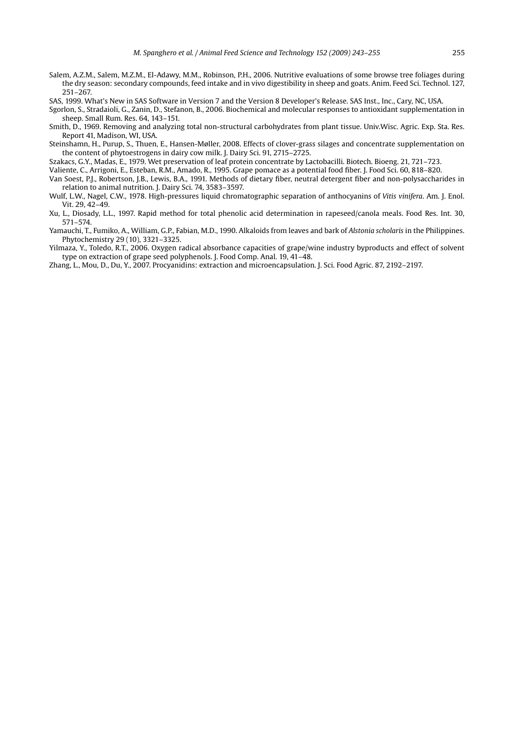Salem, A.Z.M., Salem, M.Z.M., El-Adawy, M.M., Robinson, P.H., 2006. Nutritive evaluations of some browse tree foliages during the dry season: secondary compounds, feed intake and in vivo digestibility in sheep and goats. Anim. Feed Sci. Technol. 127, 251–267.

SAS, 1999. What's New in SAS Software in Version 7 and the Version 8 Developer's Release. SAS Inst., Inc., Cary, NC, USA.

Sgorlon, S., Stradaioli, G., Zanin, D., Stefanon, B., 2006. Biochemical and molecular responses to antioxidant supplementation in sheep. Small Rum. Res. 64, 143–151.

Smith, D., 1969. Removing and analyzing total non-structural carbohydrates from plant tissue. Univ.Wisc. Agric. Exp. Sta. Res. Report 41, Madison, WI, USA.

Steinshamn, H., Purup, S., Thuen, E., Hansen-Møller, 2008. Effects of clover-grass silages and concentrate supplementation on the content of phytoestrogens in dairy cow milk. J. Dairy Sci. 91, 2715–2725.

Szakacs, G.Y., Madas, E., 1979. Wet preservation of leaf protein concentrate by Lactobacilli. Biotech. Bioeng. 21, 721–723.

Valiente, C., Arrigoni, E., Esteban, R.M., Amado, R., 1995. Grape pomace as a potential food fiber. J. Food Sci. 60, 818–820.

Van Soest, P.J., Robertson, J.B., Lewis, B.A., 1991. Methods of dietary fiber, neutral detergent fiber and non-polysaccharides in relation to animal nutrition. J. Dairy Sci. 74, 3583–3597.

Wulf, L.W., Nagel, C.W., 1978. High-pressures liquid chromatographic separation of anthocyanins of *Vitis vinifera*. Am. J. Enol. Vit. 29, 42–49.

Xu, L., Diosady, L.L., 1997. Rapid method for total phenolic acid determination in rapeseed/canola meals. Food Res. Int. 30, 571–574.

Yamauchi, T., Fumiko, A., William, G.P., Fabian, M.D., 1990. Alkaloids from leaves and bark of *Alstonia scholaris* in the Philippines. Phytochemistry 29 (10), 3321–3325.

Yilmaza, Y., Toledo, R.T., 2006. Oxygen radical absorbance capacities of grape/wine industry byproducts and effect of solvent type on extraction of grape seed polyphenols. J. Food Comp. Anal. 19, 41–48.

Zhang, L., Mou, D., Du, Y., 2007. Procyanidins: extraction and microencapsulation. J. Sci. Food Agric. 87, 2192–2197.